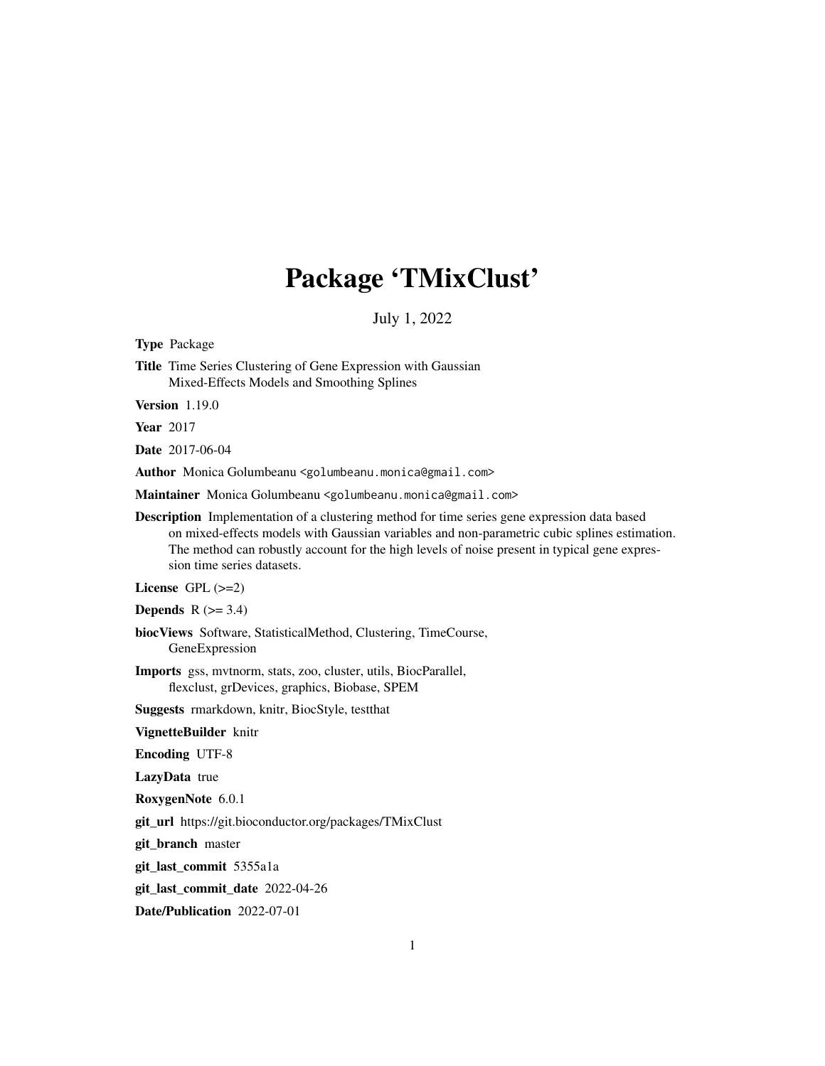# Package 'TMixClust'

July 1, 2022

**Type** Package

**Title** Time Series Clustering of Gene Expression with Gaussian Mixed-Effects Models and Smoothing Splines

**Version** 1.19.0

**Year** 2017

**Date** 2017-06-04

**Author** Monica Golumbeanu <golumbeanu.monica@gmail.com>

**Maintainer** Monica Golumbeanu <golumbeanu.monica@gmail.com>

**Description** Implementation of a clustering method for time series gene expression data based on mixed-effects models with Gaussian variables and non-parametric cubic splines estimation. The method can robustly account for the high levels of noise present in typical gene expression time series datasets.

**License** GPL (>=2)

**Depends** R (>= 3.4)

**biocViews** Software, StatisticalMethod, Clustering, TimeCourse, GeneExpression

**Imports** gss, mvtnorm, stats, zoo, cluster, utils, BiocParallel, flexclust, grDevices, graphics, Biobase, SPEM

**Suggests** rmarkdown, knitr, BiocStyle, testthat

**VignetteBuilder** knitr

**Encoding** UTF-8

**LazyData** true

**RoxygenNote** 6.0.1

**git_url** https://git.bioconductor.org/packages/TMixClust

**git_branch** master

**git_last_commit** 5355a1a

**git_last_commit_date** 2022-04-26

**Date/Publication** 2022-07-01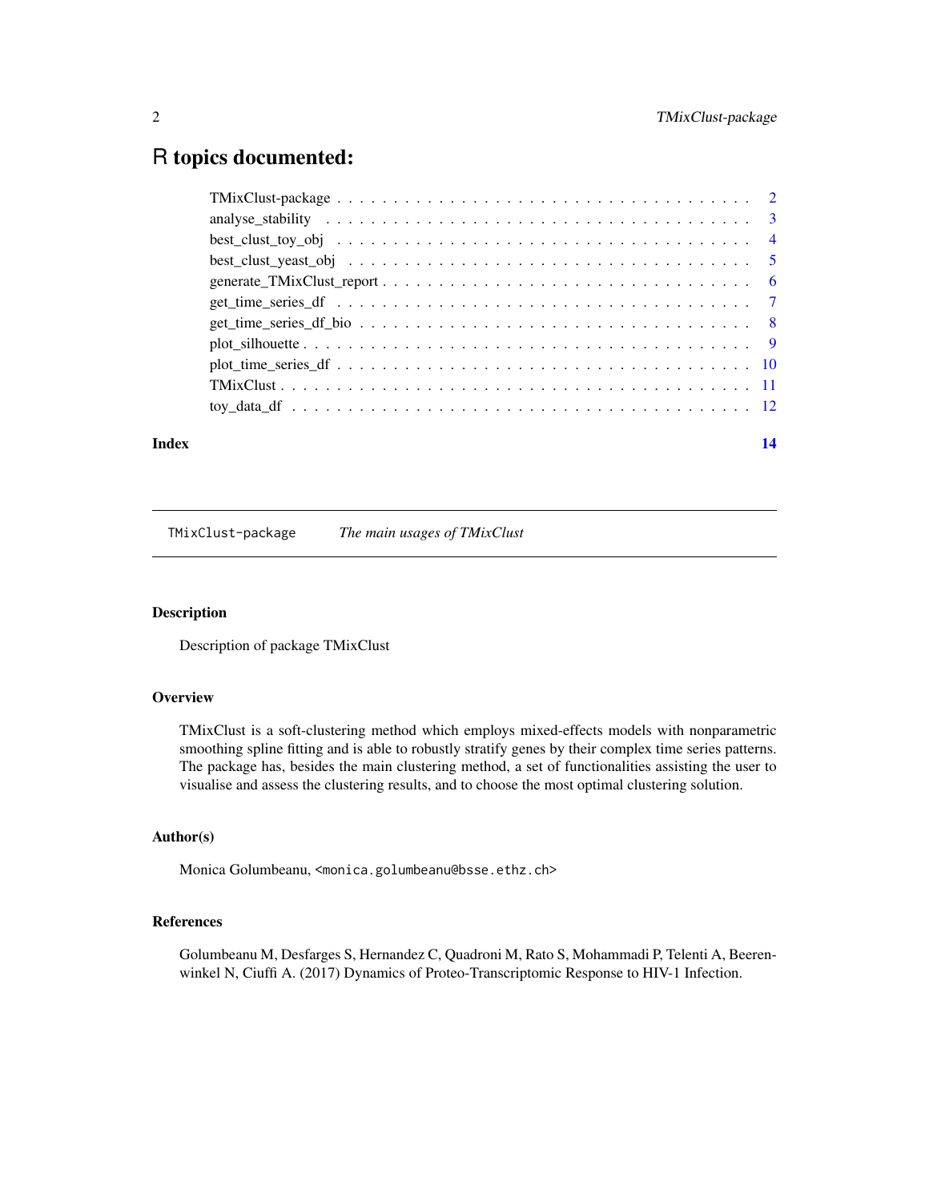# R topics documented:

| | |
|---|---|
| TMixClust-package | 2 |
| analyse_stability | 3 |
| best_clust_toy_obj | 4 |
| best_clust_yeast_obj | 5 |
| generate_TMixClust_report | 6 |
| get_time_series_df | 7 |
| get_time_series_df_bio | 8 |
| plot_silhouette | 9 |
| plot_time_series_df | 10 |
| TMixClust | 11 |
| toy_data_df | 12 |
| **Index** | **14** |

---

`TMixClust-package` *The main usages of TMixClust*

---

## Description

Description of package TMixClust

## Overview

TMixClust is a soft-clustering method which employs mixed-effects models with nonparametric smoothing spline fitting and is able to robustly stratify genes by their complex time series patterns. The package has, besides the main clustering method, a set of functionalities assisting the user to visualise and assess the clustering results, and to choose the most optimal clustering solution.

## Author(s)

Monica Golumbeanu, `<monica.golumbeanu@bsse.ethz.ch>`

## References

Golumbeanu M, Desfarges S, Hernandez C, Quadroni M, Rato S, Mohammadi P, Telenti A, Beerenwinkel N, Ciuffi A. (2017) Dynamics of Proteo-Transcriptomic Response to HIV-1 Infection.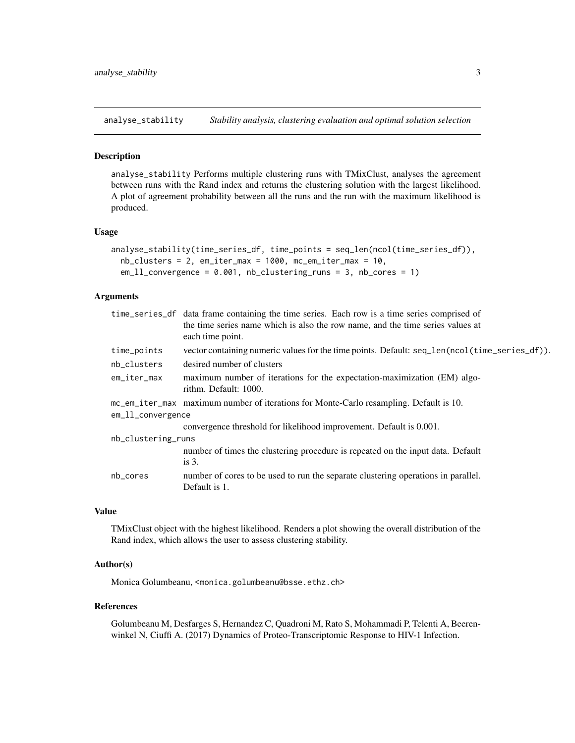## analyse_stability *Stability analysis, clustering evaluation and optimal solution selection*

### Description

analyse_stability Performs multiple clustering runs with TMixClust, analyses the agreement between runs with the Rand index and returns the clustering solution with the largest likelihood. A plot of agreement probability between all the runs and the run with the maximum likelihood is produced.

### Usage

```
analyse_stability(time_series_df, time_points = seq_len(ncol(time_series_df)),
  nb_clusters = 2, em_iter_max = 1000, mc_em_iter_max = 10,
  em_ll_convergence = 0.001, nb_clustering_runs = 3, nb_cores = 1)
```

### Arguments

| | |
|---|---|
| time_series_df | data frame containing the time series. Each row is a time series comprised of the time series name which is also the row name, and the time series values at each time point. |
| time_points | vector containing numeric values for the time points. Default: seq_len(ncol(time_series_df)). |
| nb_clusters | desired number of clusters |
| em_iter_max | maximum number of iterations for the expectation-maximization (EM) algorithm. Default: 1000. |
| mc_em_iter_max | maximum number of iterations for Monte-Carlo resampling. Default is 10. |
| em_ll_convergence | convergence threshold for likelihood improvement. Default is 0.001. |
| nb_clustering_runs | number of times the clustering procedure is repeated on the input data. Default is 3. |
| nb_cores | number of cores to be used to run the separate clustering operations in parallel. Default is 1. |

### Value

TMixClust object with the highest likelihood. Renders a plot showing the overall distribution of the Rand index, which allows the user to assess clustering stability.

### Author(s)

Monica Golumbeanu, <monica.golumbeanu@bsse.ethz.ch>

### References

Golumbeanu M, Desfarges S, Hernandez C, Quadroni M, Rato S, Mohammadi P, Telenti A, Beerenwinkel N, Ciuffi A. (2017) Dynamics of Proteo-Transcriptomic Response to HIV-1 Infection.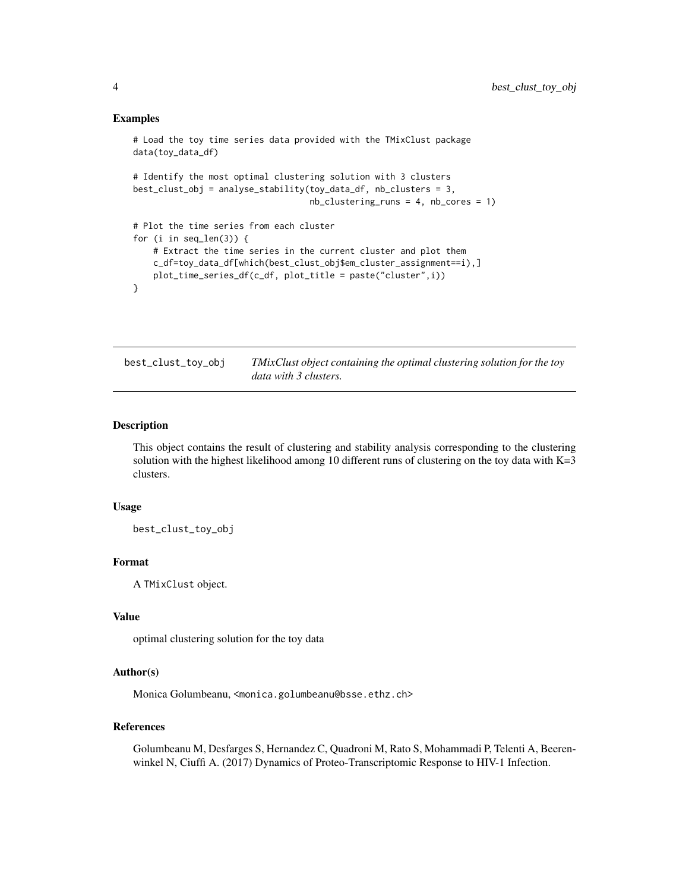## Examples

```
# Load the toy time series data provided with the TMixClust package
data(toy_data_df)

# Identify the most optimal clustering solution with 3 clusters
best_clust_obj = analyse_stability(toy_data_df, nb_clusters = 3,
                                   nb_clustering_runs = 4, nb_cores = 1)

# Plot the time series from each cluster
for (i in seq_len(3)) {
    # Extract the time series in the current cluster and plot them
    c_df=toy_data_df[which(best_clust_obj$em_cluster_assignment==i),]
    plot_time_series_df(c_df, plot_title = paste("cluster",i))
}
```

---

# best_clust_toy_obj    *TMixClust object containing the optimal clustering solution for the toy data with 3 clusters.*

---

## Description

This object contains the result of clustering and stability analysis corresponding to the clustering solution with the highest likelihood among 10 different runs of clustering on the toy data with K=3 clusters.

## Usage

```
best_clust_toy_obj
```

## Format

A `TMixClust` object.

## Value

optimal clustering solution for the toy data

## Author(s)

Monica Golumbeanu, <monica.golumbeanu@bsse.ethz.ch>

## References

Golumbeanu M, Desfarges S, Hernandez C, Quadroni M, Rato S, Mohammadi P, Telenti A, Beerenwinkel N, Ciuffi A. (2017) Dynamics of Proteo-Transcriptomic Response to HIV-1 Infection.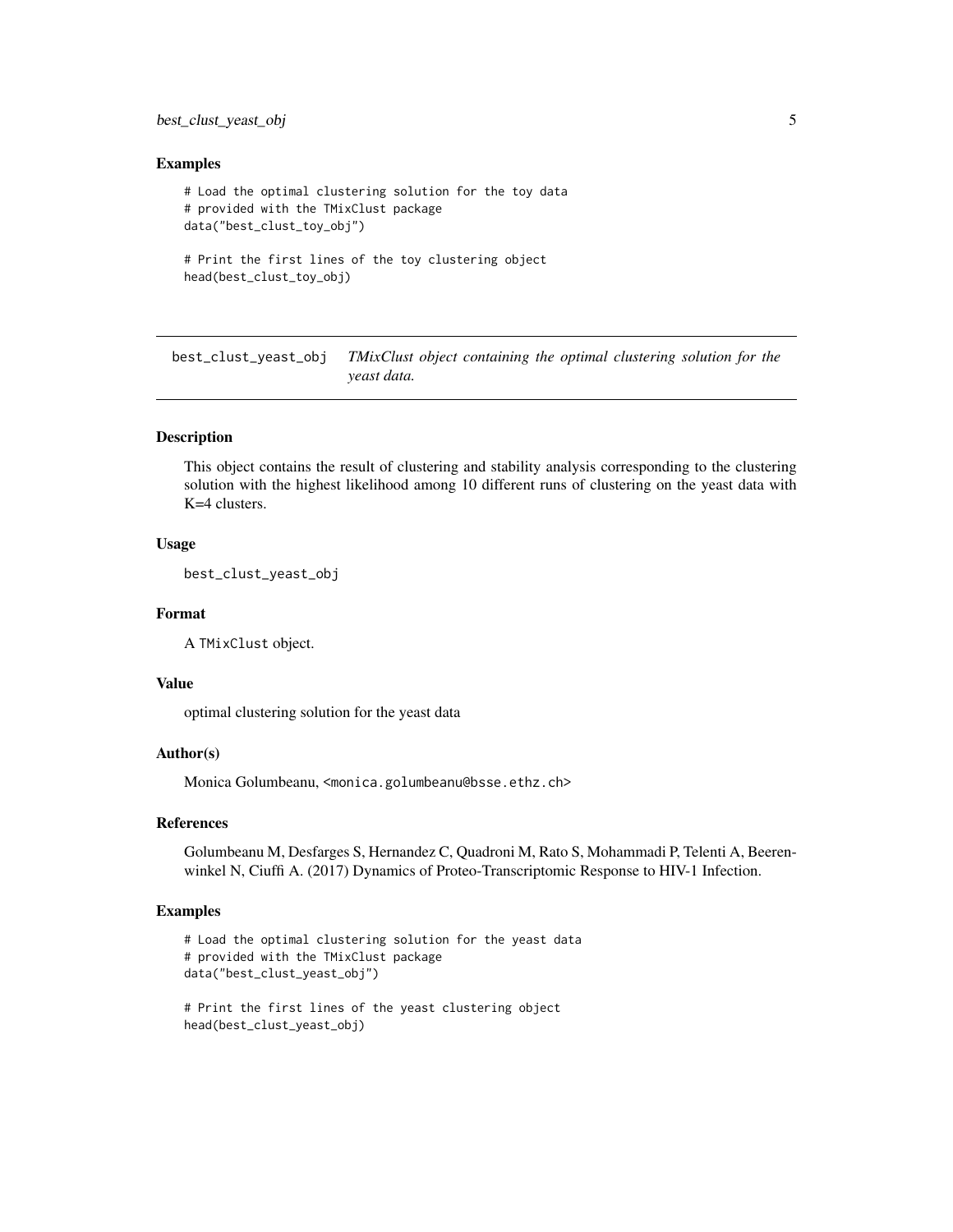### Examples

```
# Load the optimal clustering solution for the toy data
# provided with the TMixClust package
data("best_clust_toy_obj")

# Print the first lines of the toy clustering object
head(best_clust_toy_obj)
```

---

## best_clust_yeast_obj — *TMixClust object containing the optimal clustering solution for the yeast data.*

---

### Description

This object contains the result of clustering and stability analysis corresponding to the clustering solution with the highest likelihood among 10 different runs of clustering on the yeast data with K=4 clusters.

### Usage

```
best_clust_yeast_obj
```

### Format

A `TMixClust` object.

### Value

optimal clustering solution for the yeast data

### Author(s)

Monica Golumbeanu, <monica.golumbeanu@bsse.ethz.ch>

### References

Golumbeanu M, Desfarges S, Hernandez C, Quadroni M, Rato S, Mohammadi P, Telenti A, Beerenwinkel N, Ciuffi A. (2017) Dynamics of Proteo-Transcriptomic Response to HIV-1 Infection.

### Examples

```
# Load the optimal clustering solution for the yeast data
# provided with the TMixClust package
data("best_clust_yeast_obj")

# Print the first lines of the yeast clustering object
head(best_clust_yeast_obj)
```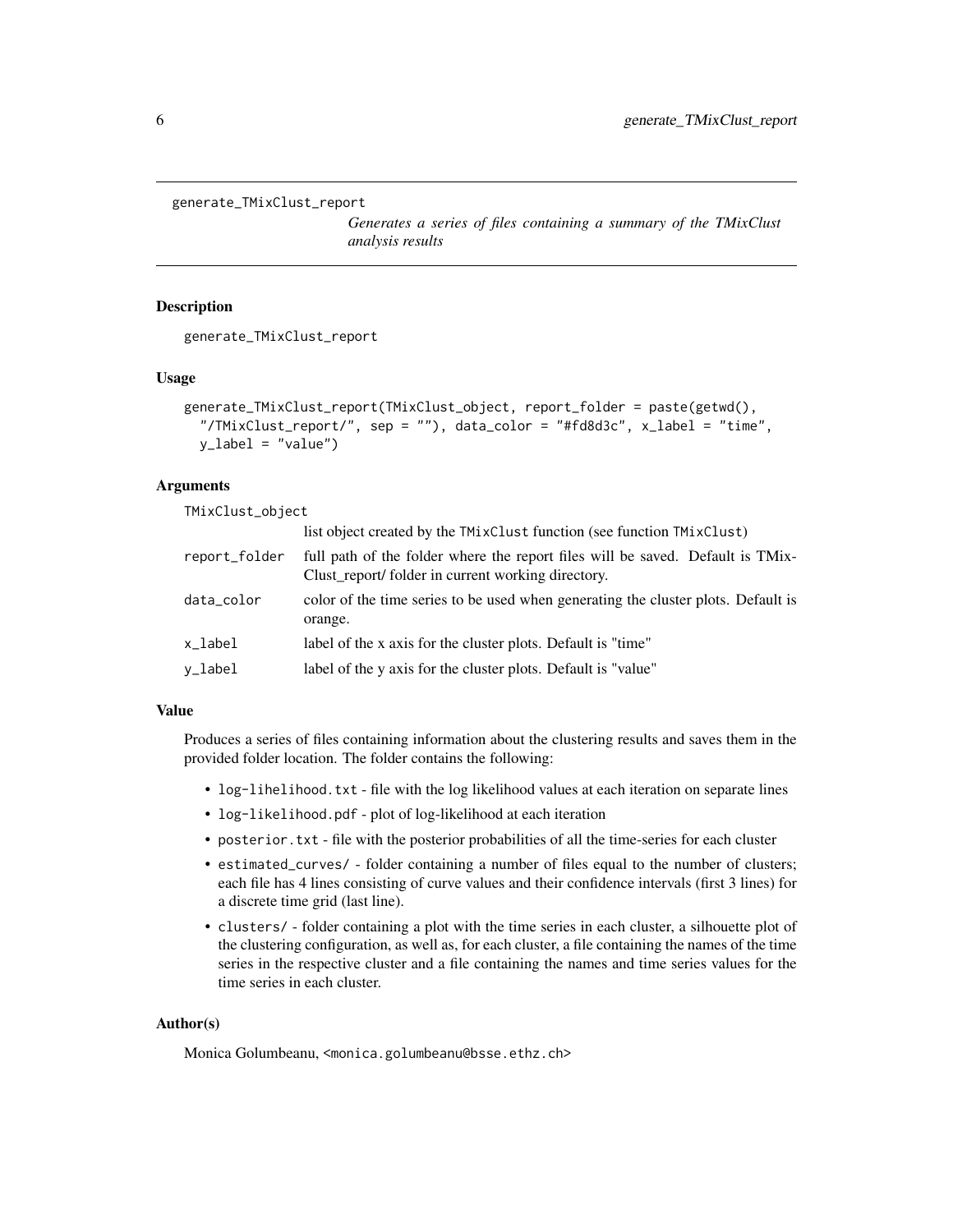## generate_TMixClust_report

*Generates a series of files containing a summary of the TMixClust analysis results*

### Description

generate_TMixClust_report

### Usage

```
generate_TMixClust_report(TMixClust_object, report_folder = paste(getwd(),
  "/TMixClust_report/", sep = ""), data_color = "#fd8d3c", x_label = "time",
  y_label = "value")
```

### Arguments

| | |
|---|---|
| TMixClust_object | list object created by the TMixClust function (see function TMixClust) |
| report_folder | full path of the folder where the report files will be saved. Default is TMixClust_report/ folder in current working directory. |
| data_color | color of the time series to be used when generating the cluster plots. Default is orange. |
| x_label | label of the x axis for the cluster plots. Default is "time" |
| y_label | label of the y axis for the cluster plots. Default is "value" |

### Value

Produces a series of files containing information about the clustering results and saves them in the provided folder location. The folder contains the following:

- `log-lihelihood.txt` - file with the log likelihood values at each iteration on separate lines
- `log-likelihood.pdf` - plot of log-likelihood at each iteration
- `posterior.txt` - file with the posterior probabilities of all the time-series for each cluster
- `estimated_curves/` - folder containing a number of files equal to the number of clusters; each file has 4 lines consisting of curve values and their confidence intervals (first 3 lines) for a discrete time grid (last line).
- `clusters/` - folder containing a plot with the time series in each cluster, a silhouette plot of the clustering configuration, as well as, for each cluster, a file containing the names of the time series in the respective cluster and a file containing the names and time series values for the time series in each cluster.

### Author(s)

Monica Golumbeanu, <monica.golumbeanu@bsse.ethz.ch>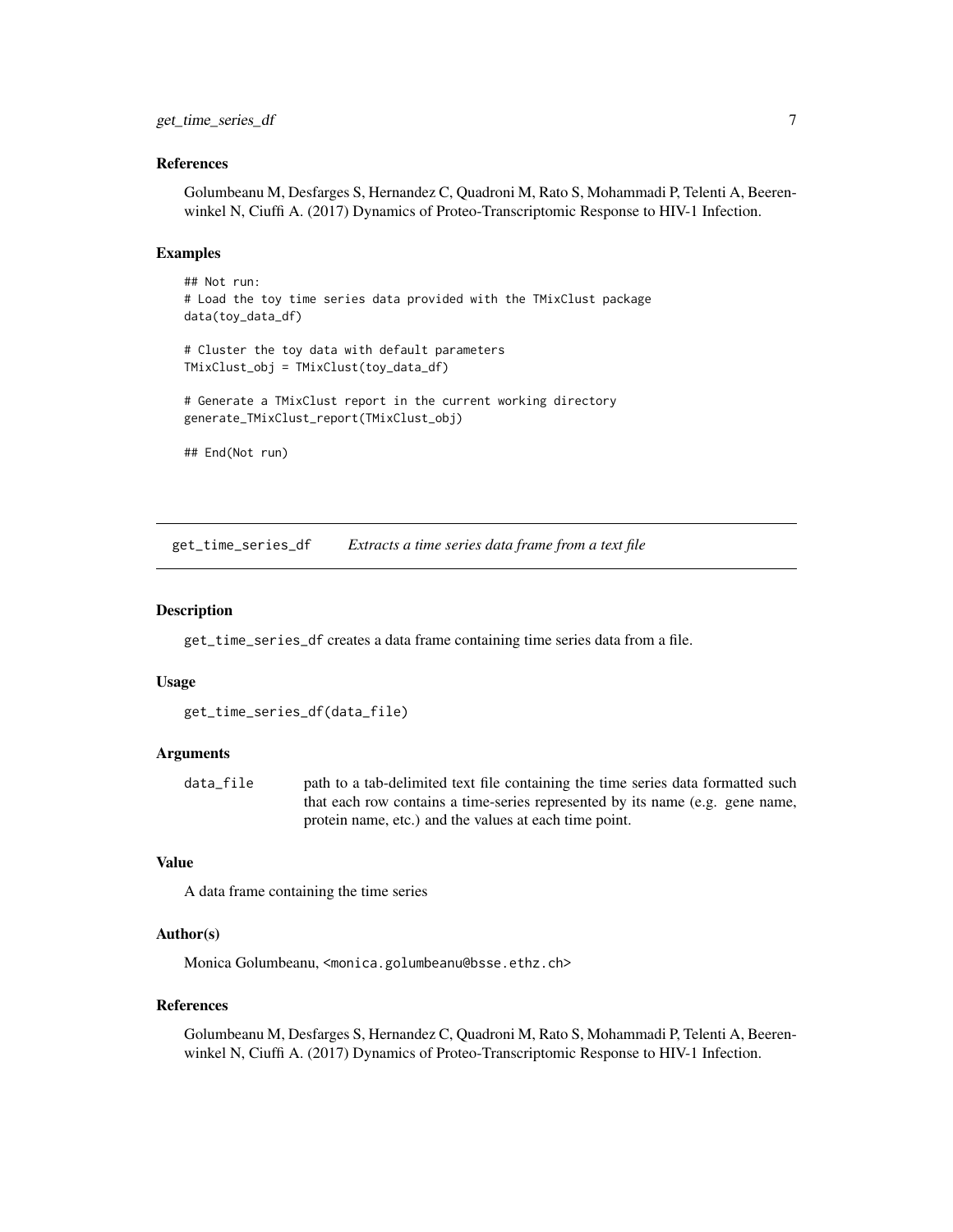### References

Golumbeanu M, Desfarges S, Hernandez C, Quadroni M, Rato S, Mohammadi P, Telenti A, Beerenwinkel N, Ciuffi A. (2017) Dynamics of Proteo-Transcriptomic Response to HIV-1 Infection.

### Examples

```
## Not run:
# Load the toy time series data provided with the TMixClust package
data(toy_data_df)

# Cluster the toy data with default parameters
TMixClust_obj = TMixClust(toy_data_df)

# Generate a TMixClust report in the current working directory
generate_TMixClust_report(TMixClust_obj)

## End(Not run)
```

---

## get_time_series_df — *Extracts a time series data frame from a text file*

### Description

get_time_series_df creates a data frame containing time series data from a file.

### Usage

```
get_time_series_df(data_file)
```

### Arguments

| | |
|---|---|
| data_file | path to a tab-delimited text file containing the time series data formatted such that each row contains a time-series represented by its name (e.g. gene name, protein name, etc.) and the values at each time point. |

### Value

A data frame containing the time series

### Author(s)

Monica Golumbeanu, <monica.golumbeanu@bsse.ethz.ch>

### References

Golumbeanu M, Desfarges S, Hernandez C, Quadroni M, Rato S, Mohammadi P, Telenti A, Beerenwinkel N, Ciuffi A. (2017) Dynamics of Proteo-Transcriptomic Response to HIV-1 Infection.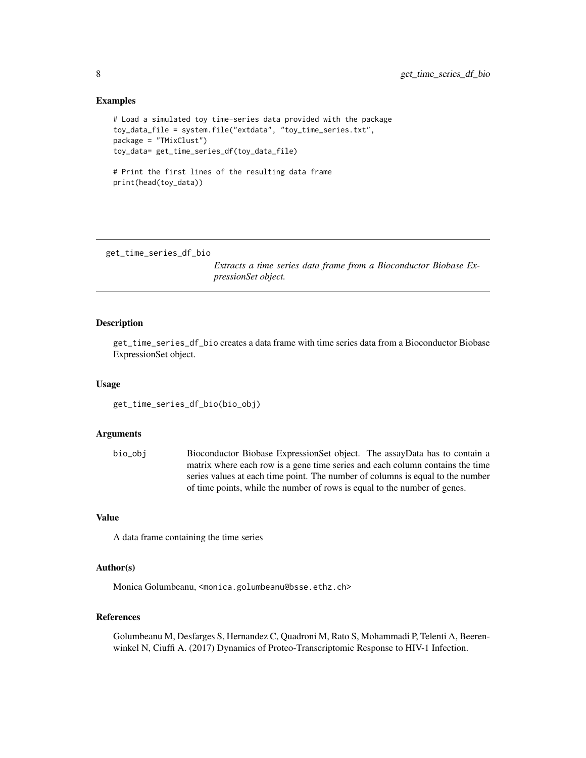## Examples

```
# Load a simulated toy time-series data provided with the package
toy_data_file = system.file("extdata", "toy_time_series.txt",
package = "TMixClust")
toy_data= get_time_series_df(toy_data_file)

# Print the first lines of the resulting data frame
print(head(toy_data))
```

---

# get_time_series_df_bio

*Extracts a time series data frame from a Bioconductor Biobase ExpressionSet object.*

---

## Description

get_time_series_df_bio creates a data frame with time series data from a Bioconductor Biobase ExpressionSet object.

## Usage

```
get_time_series_df_bio(bio_obj)
```

## Arguments

| | |
|---|---|
| bio_obj | Bioconductor Biobase ExpressionSet object. The assayData has to contain a matrix where each row is a gene time series and each column contains the time series values at each time point. The number of columns is equal to the number of time points, while the number of rows is equal to the number of genes. |

## Value

A data frame containing the time series

## Author(s)

Monica Golumbeanu, <monica.golumbeanu@bsse.ethz.ch>

## References

Golumbeanu M, Desfarges S, Hernandez C, Quadroni M, Rato S, Mohammadi P, Telenti A, Beerenwinkel N, Ciuffi A. (2017) Dynamics of Proteo-Transcriptomic Response to HIV-1 Infection.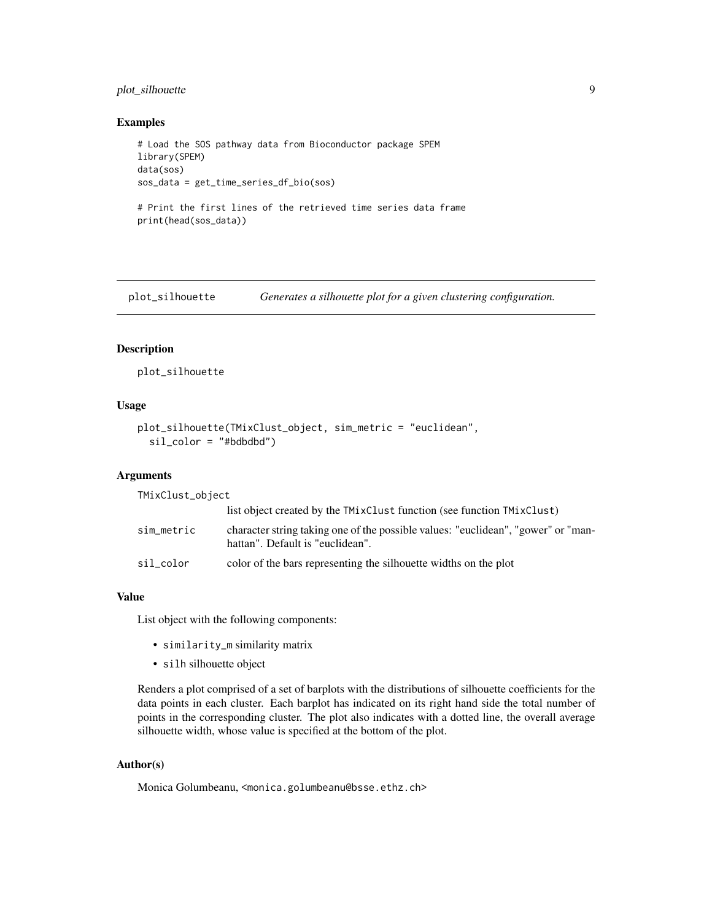### Examples

```
# Load the SOS pathway data from Bioconductor package SPEM
library(SPEM)
data(sos)
sos_data = get_time_series_df_bio(sos)

# Print the first lines of the retrieved time series data frame
print(head(sos_data))
```

---

## plot_silhouette — *Generates a silhouette plot for a given clustering configuration.*

### Description

plot_silhouette

### Usage

```
plot_silhouette(TMixClust_object, sim_metric = "euclidean",
  sil_color = "#bdbdbd")
```

### Arguments

| | |
|---|---|
| TMixClust_object | list object created by the TMixClust function (see function TMixClust) |
| sim_metric | character string taking one of the possible values: "euclidean", "gower" or "manhattan". Default is "euclidean". |
| sil_color | color of the bars representing the silhouette widths on the plot |

### Value

List object with the following components:

- similarity_m similarity matrix
- silh silhouette object

Renders a plot comprised of a set of barplots with the distributions of silhouette coefficients for the data points in each cluster. Each barplot has indicated on its right hand side the total number of points in the corresponding cluster. The plot also indicates with a dotted line, the overall average silhouette width, whose value is specified at the bottom of the plot.

### Author(s)

Monica Golumbeanu, <monica.golumbeanu@bsse.ethz.ch>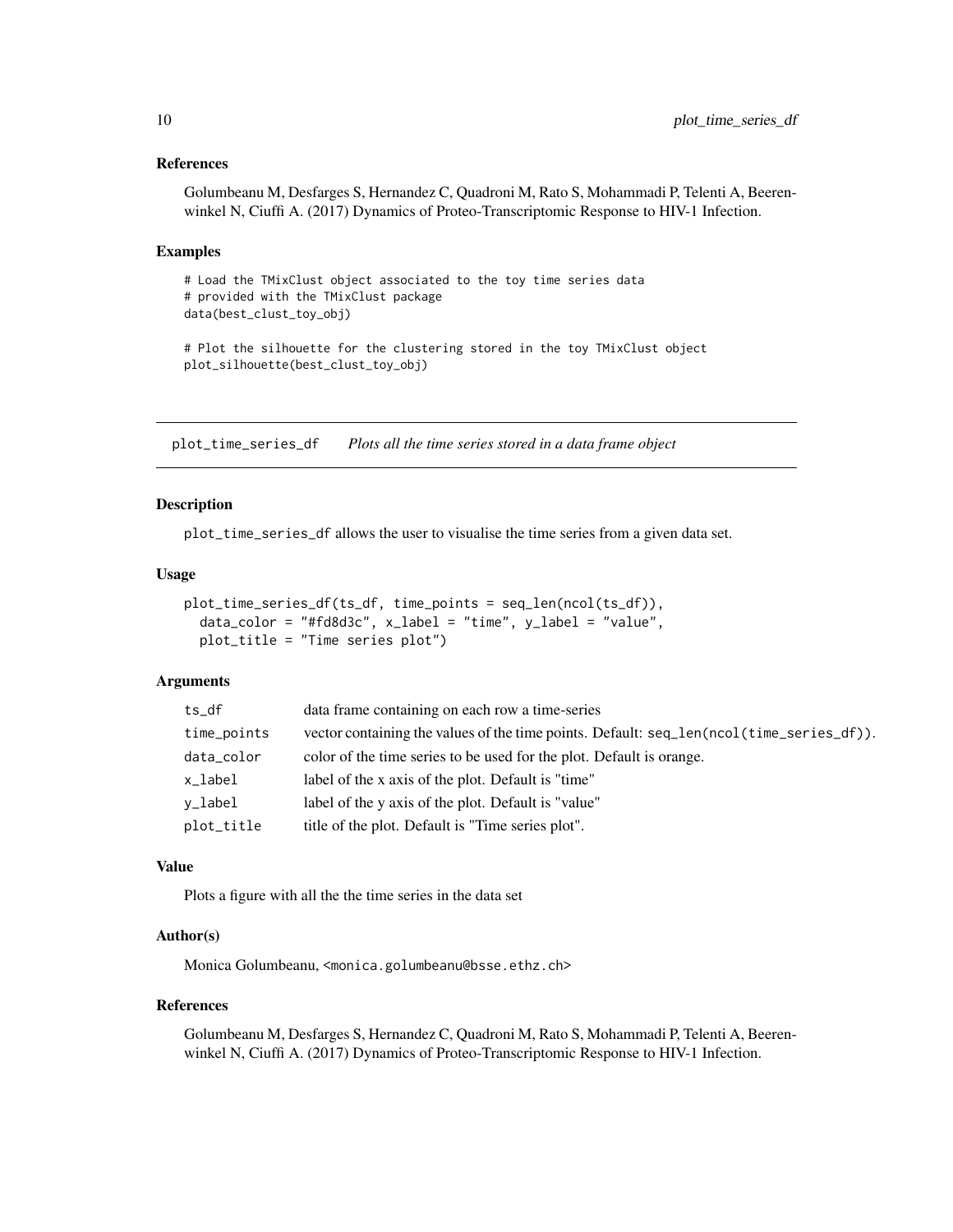### References

Golumbeanu M, Desfarges S, Hernandez C, Quadroni M, Rato S, Mohammadi P, Telenti A, Beerenwinkel N, Ciuffi A. (2017) Dynamics of Proteo-Transcriptomic Response to HIV-1 Infection.

### Examples

```
# Load the TMixClust object associated to the toy time series data
# provided with the TMixClust package
data(best_clust_toy_obj)

# Plot the silhouette for the clustering stored in the toy TMixClust object
plot_silhouette(best_clust_toy_obj)
```

---

## plot_time_series_df — *Plots all the time series stored in a data frame object*

---

### Description

plot_time_series_df allows the user to visualise the time series from a given data set.

### Usage

```
plot_time_series_df(ts_df, time_points = seq_len(ncol(ts_df)),
  data_color = "#fd8d3c", x_label = "time", y_label = "value",
  plot_title = "Time series plot")
```

### Arguments

| | |
|---|---|
| ts_df | data frame containing on each row a time-series |
| time_points | vector containing the values of the time points. Default: seq_len(ncol(time_series_df)). |
| data_color | color of the time series to be used for the plot. Default is orange. |
| x_label | label of the x axis of the plot. Default is "time" |
| y_label | label of the y axis of the plot. Default is "value" |
| plot_title | title of the plot. Default is "Time series plot". |

### Value

Plots a figure with all the the time series in the data set

### Author(s)

Monica Golumbeanu, <monica.golumbeanu@bsse.ethz.ch>

### References

Golumbeanu M, Desfarges S, Hernandez C, Quadroni M, Rato S, Mohammadi P, Telenti A, Beerenwinkel N, Ciuffi A. (2017) Dynamics of Proteo-Transcriptomic Response to HIV-1 Infection.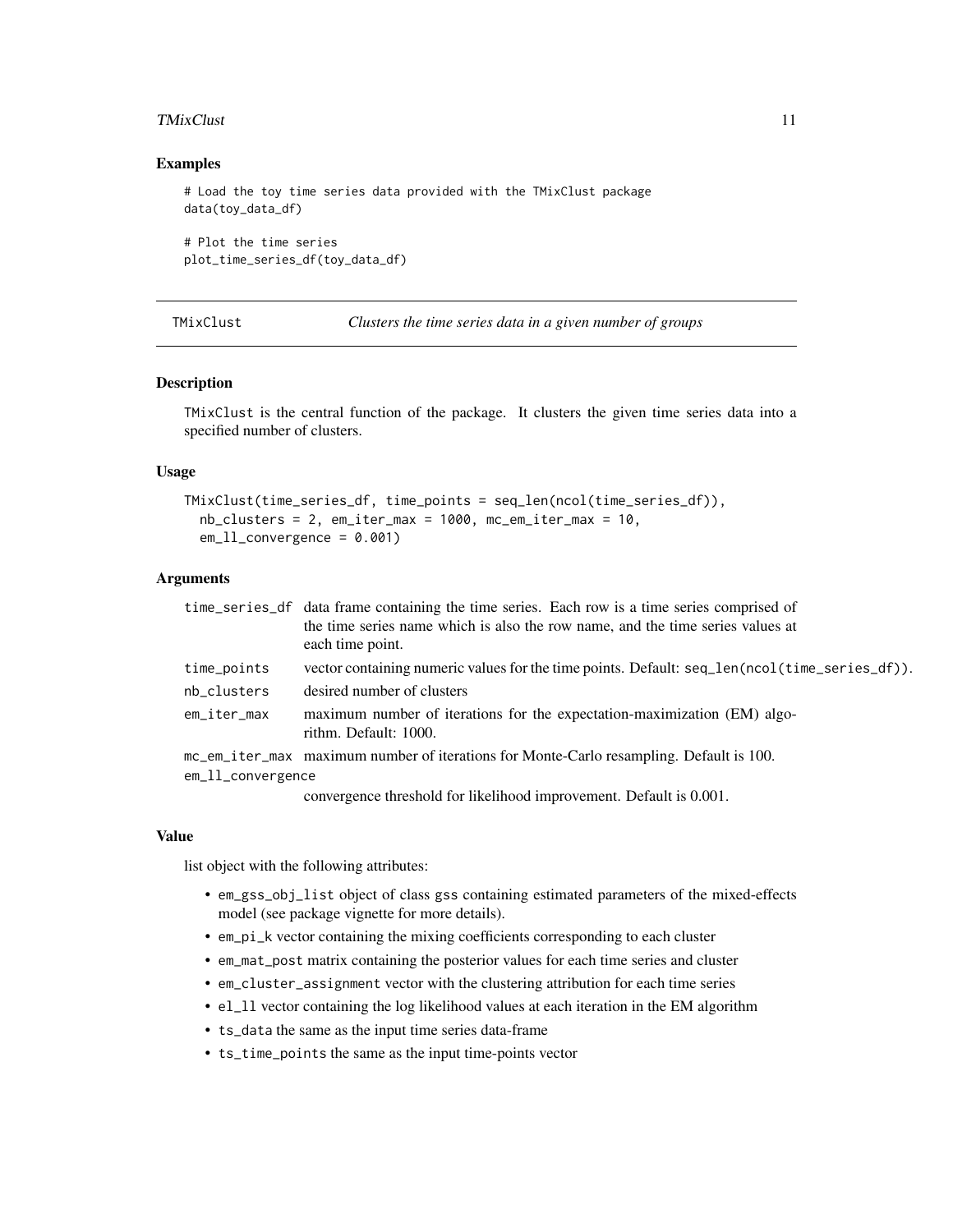## Examples

```
# Load the toy time series data provided with the TMixClust package
data(toy_data_df)

# Plot the time series
plot_time_series_df(toy_data_df)
```

---

## TMixClust — *Clusters the time series data in a given number of groups*

---

### Description

TMixClust is the central function of the package. It clusters the given time series data into a specified number of clusters.

### Usage

```
TMixClust(time_series_df, time_points = seq_len(ncol(time_series_df)),
  nb_clusters = 2, em_iter_max = 1000, mc_em_iter_max = 10,
  em_ll_convergence = 0.001)
```

### Arguments

| | |
|---|---|
| time_series_df | data frame containing the time series. Each row is a time series comprised of the time series name which is also the row name, and the time series values at each time point. |
| time_points | vector containing numeric values for the time points. Default: seq_len(ncol(time_series_df)). |
| nb_clusters | desired number of clusters |
| em_iter_max | maximum number of iterations for the expectation-maximization (EM) algorithm. Default: 1000. |
| mc_em_iter_max | maximum number of iterations for Monte-Carlo resampling. Default is 100. |
| em_ll_convergence | convergence threshold for likelihood improvement. Default is 0.001. |

### Value

list object with the following attributes:

- em_gss_obj_list object of class gss containing estimated parameters of the mixed-effects model (see package vignette for more details).
- em_pi_k vector containing the mixing coefficients corresponding to each cluster
- em_mat_post matrix containing the posterior values for each time series and cluster
- em_cluster_assignment vector with the clustering attribution for each time series
- el_ll vector containing the log likelihood values at each iteration in the EM algorithm
- ts_data the same as the input time series data-frame
- ts_time_points the same as the input time-points vector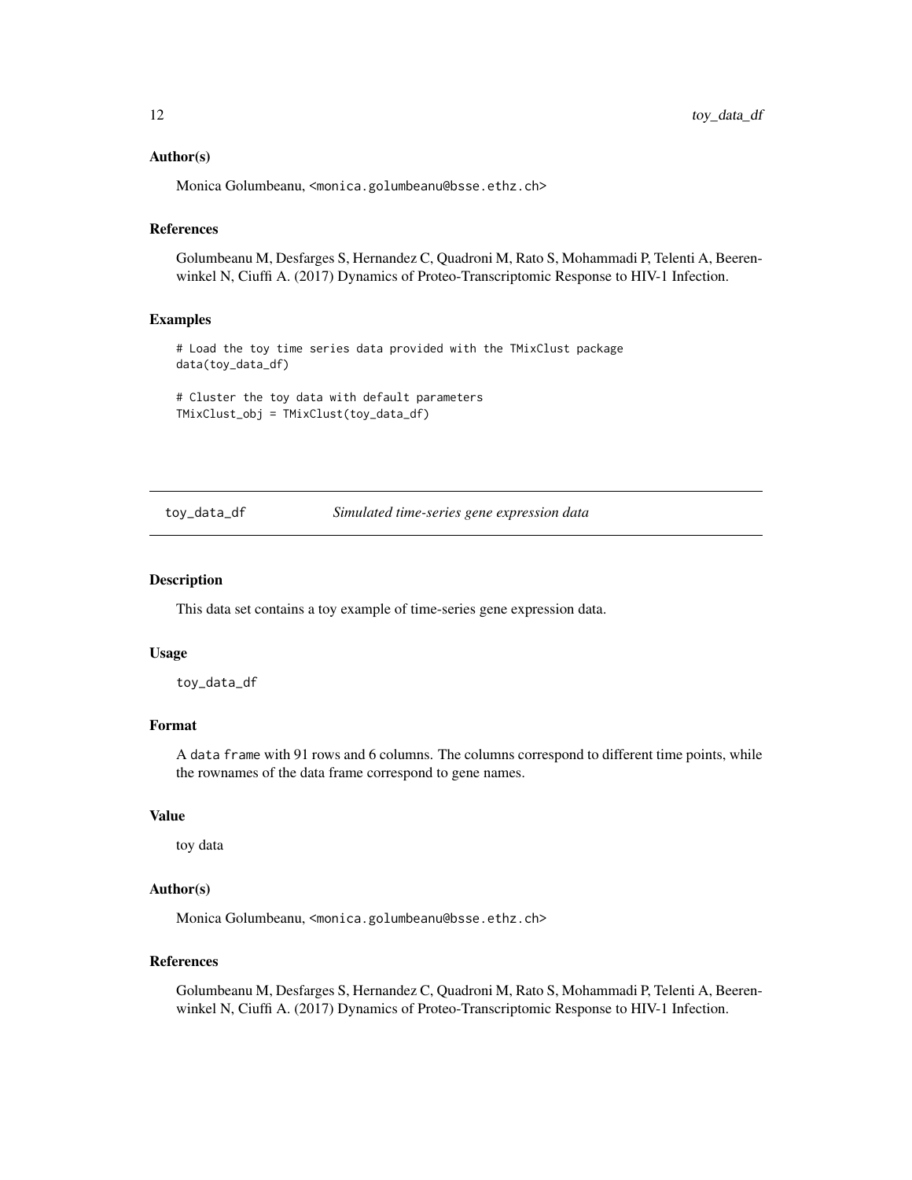### Author(s)

Monica Golumbeanu, <monica.golumbeanu@bsse.ethz.ch>

### References

Golumbeanu M, Desfarges S, Hernandez C, Quadroni M, Rato S, Mohammadi P, Telenti A, Beerenwinkel N, Ciuffi A. (2017) Dynamics of Proteo-Transcriptomic Response to HIV-1 Infection.

### Examples

```
# Load the toy time series data provided with the TMixClust package
data(toy_data_df)

# Cluster the toy data with default parameters
TMixClust_obj = TMixClust(toy_data_df)
```

---

## toy_data_df    *Simulated time-series gene expression data*

---

### Description

This data set contains a toy example of time-series gene expression data.

### Usage

```
toy_data_df
```

### Format

A data frame with 91 rows and 6 columns. The columns correspond to different time points, while the rownames of the data frame correspond to gene names.

### Value

toy data

### Author(s)

Monica Golumbeanu, <monica.golumbeanu@bsse.ethz.ch>

### References

Golumbeanu M, Desfarges S, Hernandez C, Quadroni M, Rato S, Mohammadi P, Telenti A, Beerenwinkel N, Ciuffi A. (2017) Dynamics of Proteo-Transcriptomic Response to HIV-1 Infection.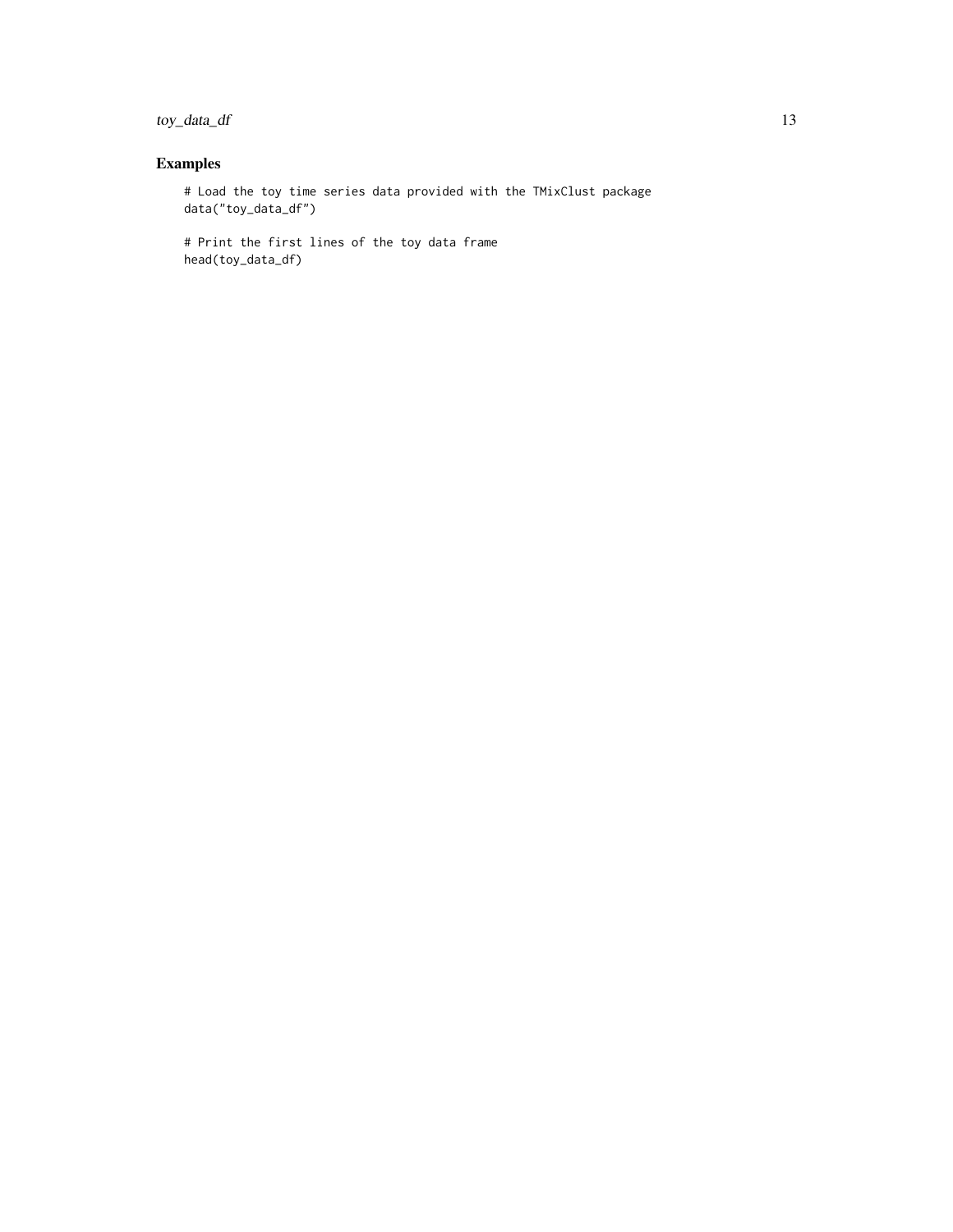## Examples

```
# Load the toy time series data provided with the TMixClust package
data("toy_data_df")

# Print the first lines of the toy data frame
head(toy_data_df)
```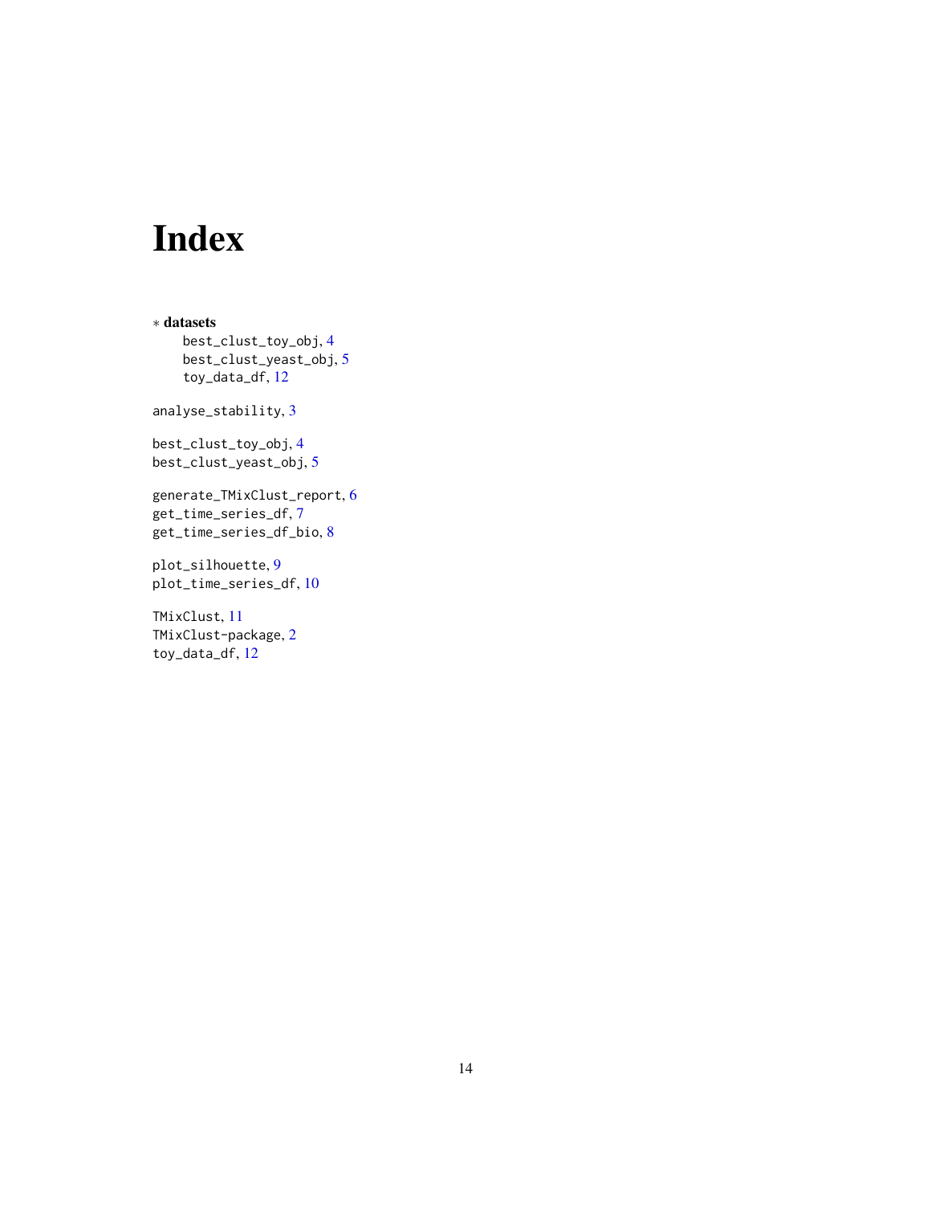# Index

∗ **datasets**
  best_clust_toy_obj, 4
  best_clust_yeast_obj, 5
  toy_data_df, 12

analyse_stability, 3

best_clust_toy_obj, 4
best_clust_yeast_obj, 5

generate_TMixClust_report, 6
get_time_series_df, 7
get_time_series_df_bio, 8

plot_silhouette, 9
plot_time_series_df, 10

TMixClust, 11
TMixClust-package, 2
toy_data_df, 12